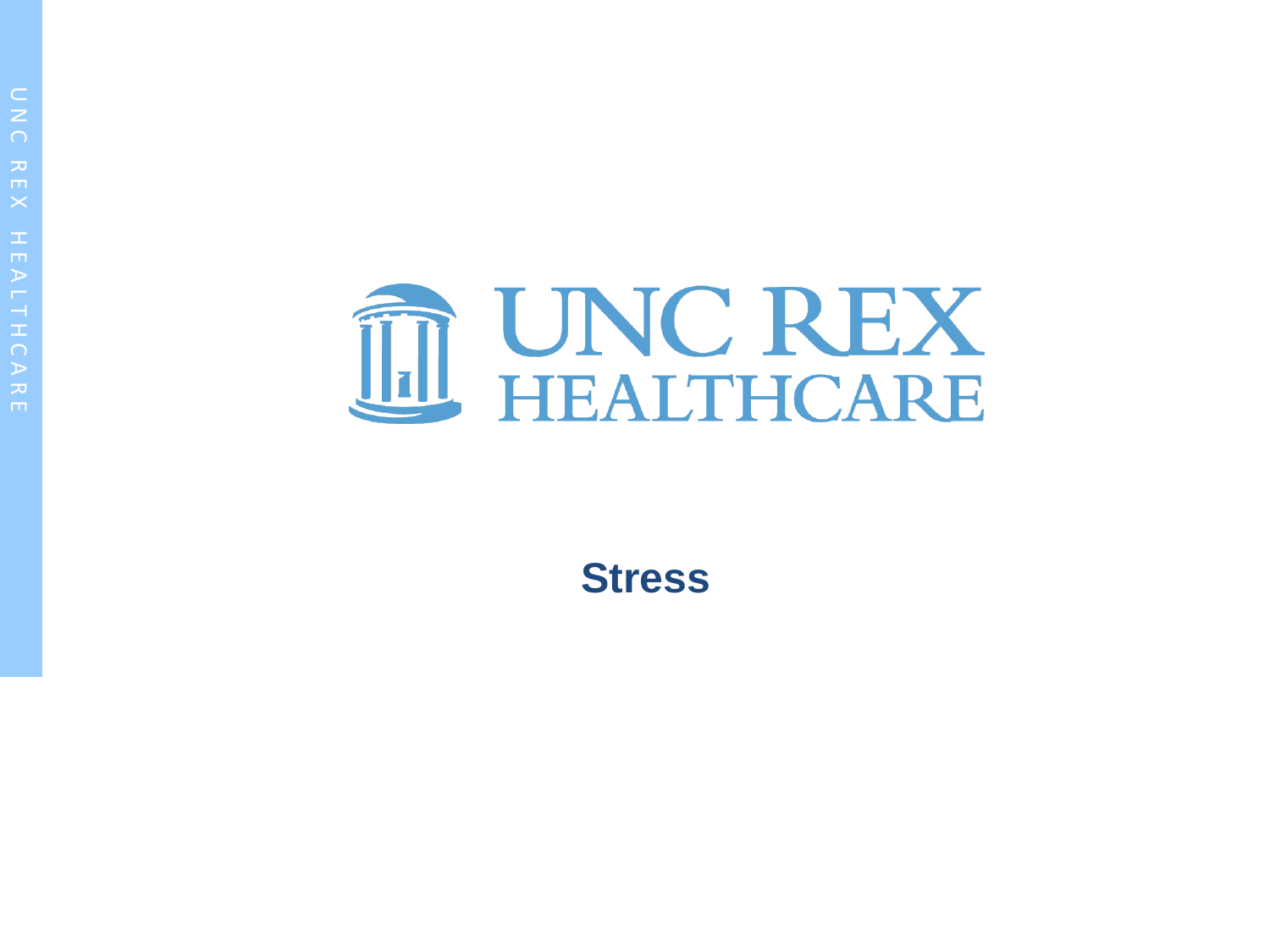UNC REX HEALTHCARE

# Stress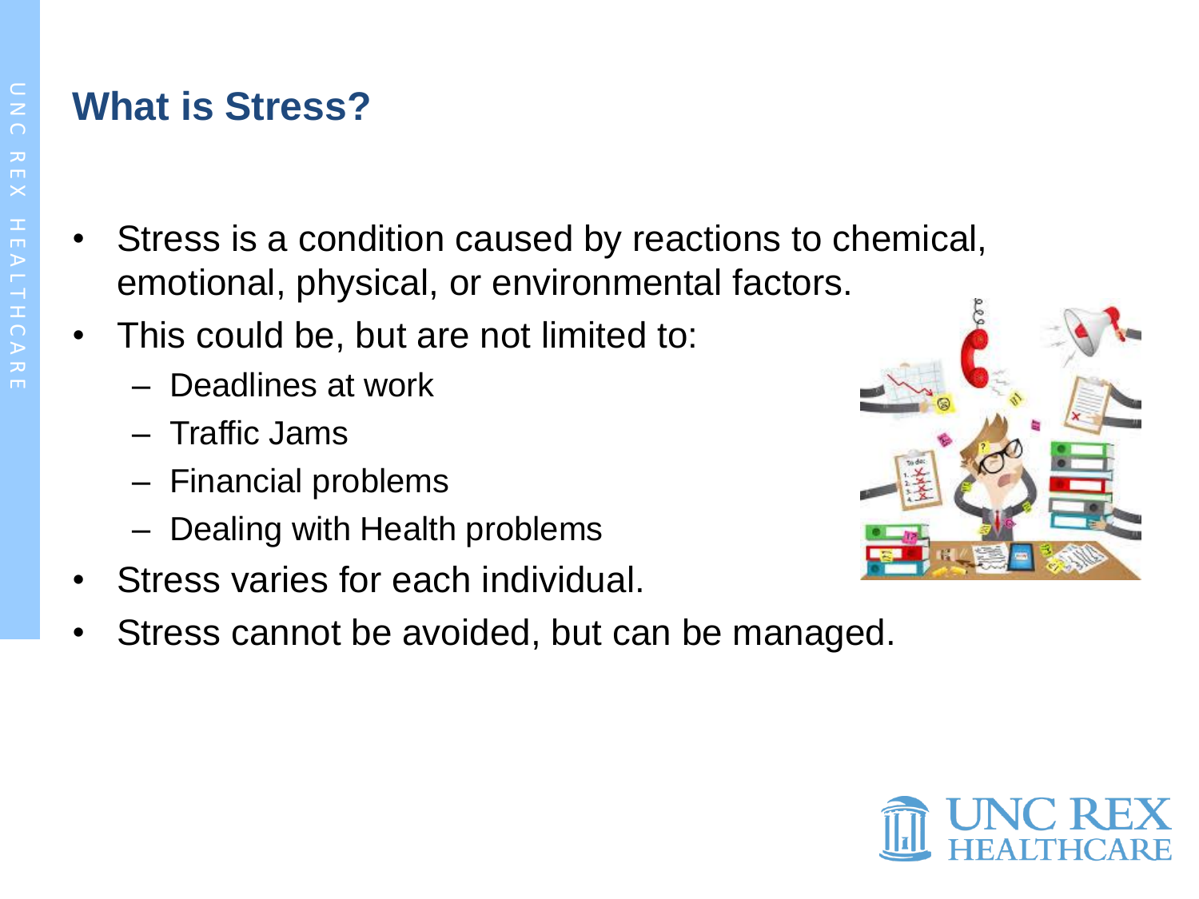# What is Stress?

- Stress is a condition caused by reactions to chemical, emotional, physical, or environmental factors.
- This could be, but are not limited to:
  - Deadlines at work
  - Traffic Jams
  - Financial problems
  - Dealing with Health problems
- Stress varies for each individual.
- Stress cannot be avoided, but can be managed.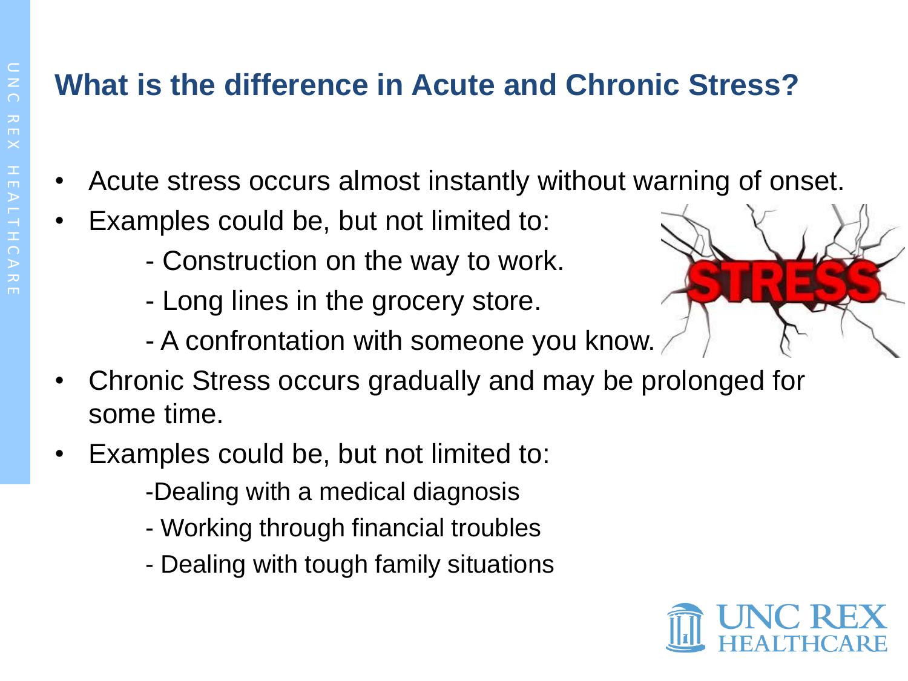## What is the difference in Acute and Chronic Stress?

- Acute stress occurs almost instantly without warning of onset.
- Examples could be, but not limited to:
  - Construction on the way to work.
  - Long lines in the grocery store.
  - A confrontation with someone you know.
- Chronic Stress occurs gradually and may be prolonged for some time.
- Examples could be, but not limited to:
  - Dealing with a medical diagnosis
  - Working through financial troubles
  - Dealing with tough family situations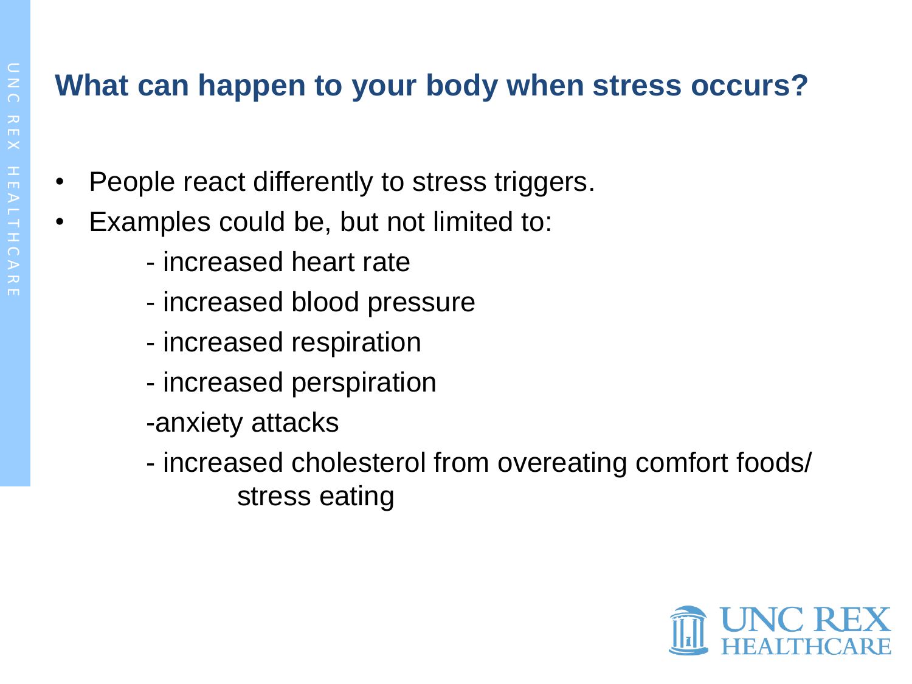# What can happen to your body when stress occurs?

- People react differently to stress triggers.
- Examples could be, but not limited to:
  - increased heart rate
  - increased blood pressure
  - increased respiration
  - increased perspiration
  - anxiety attacks
  - increased cholesterol from overeating comfort foods/ stress eating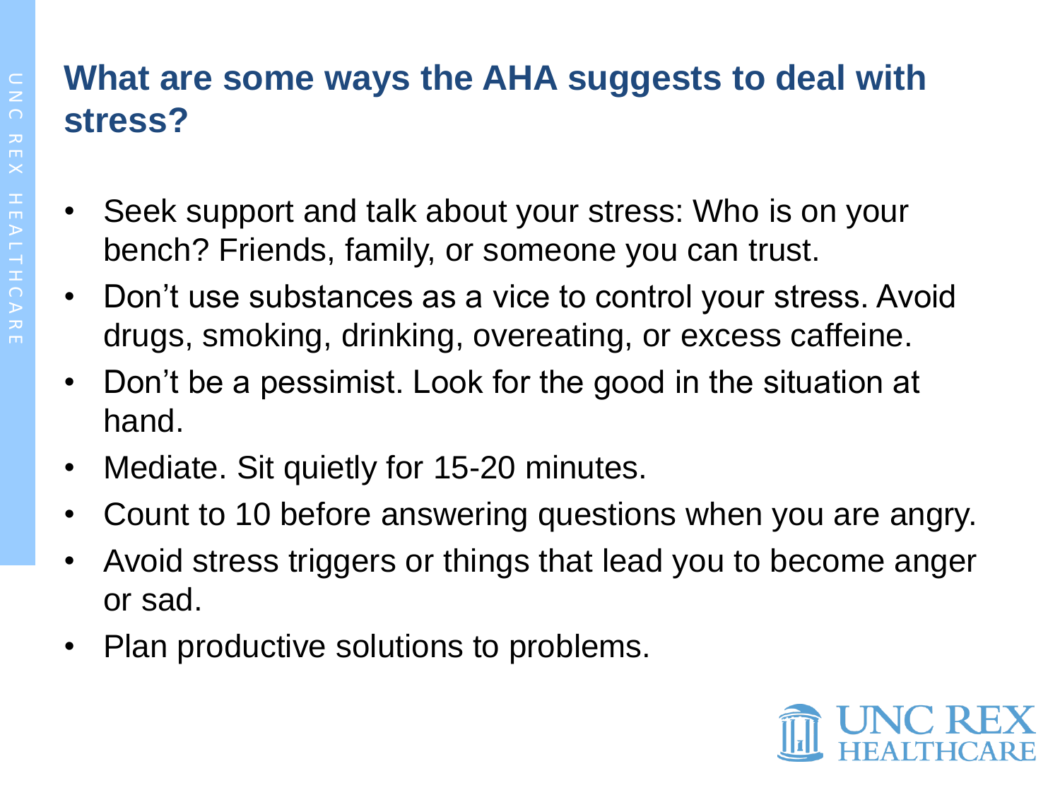## What are some ways the AHA suggests to deal with stress?

- Seek support and talk about your stress: Who is on your bench? Friends, family, or someone you can trust.
- Don't use substances as a vice to control your stress. Avoid drugs, smoking, drinking, overeating, or excess caffeine.
- Don't be a pessimist. Look for the good in the situation at hand.
- Mediate. Sit quietly for 15-20 minutes.
- Count to 10 before answering questions when you are angry.
- Avoid stress triggers or things that lead you to become anger or sad.
- Plan productive solutions to problems.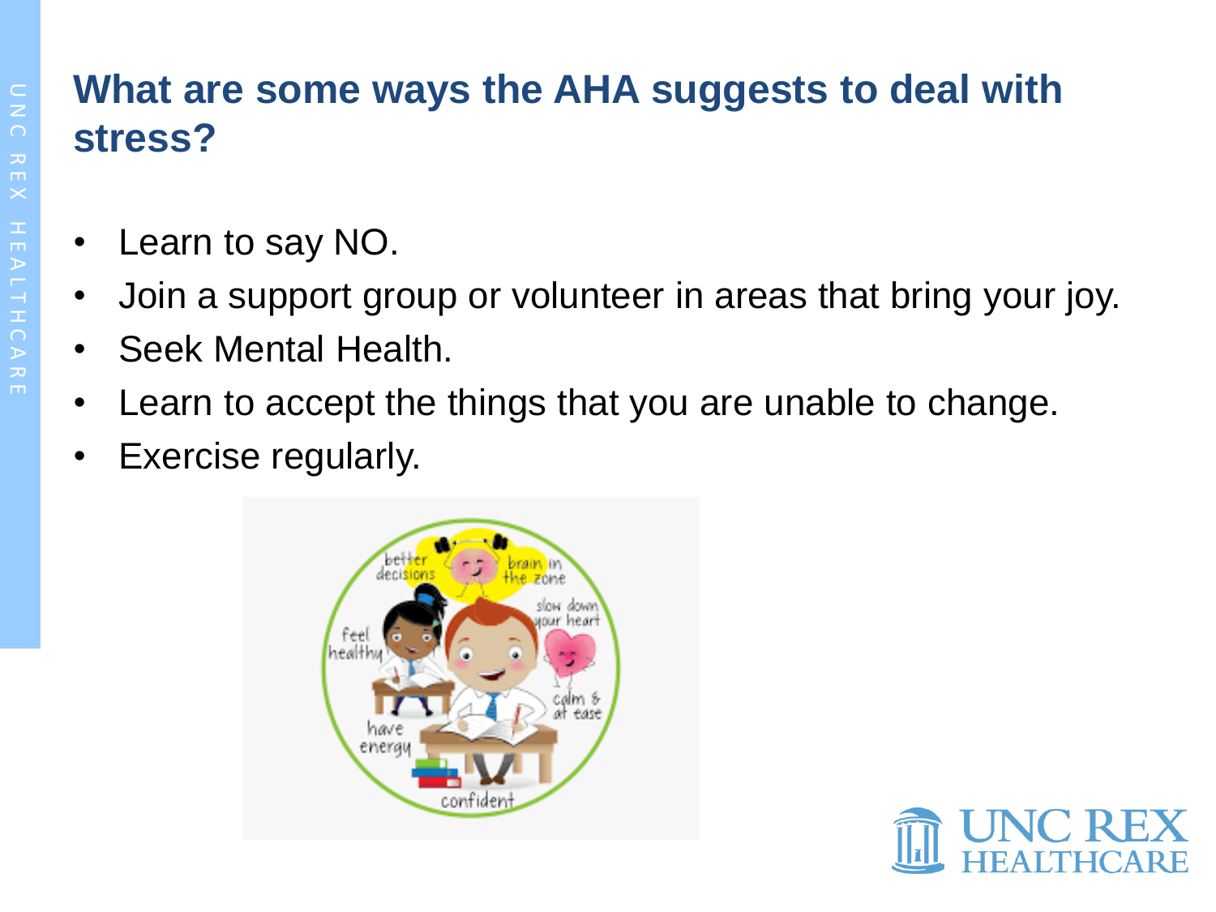## What are some ways the AHA suggests to deal with stress?

- Learn to say NO.
- Join a support group or volunteer in areas that bring your joy.
- Seek Mental Health.
- Learn to accept the things that you are unable to change.
- Exercise regularly.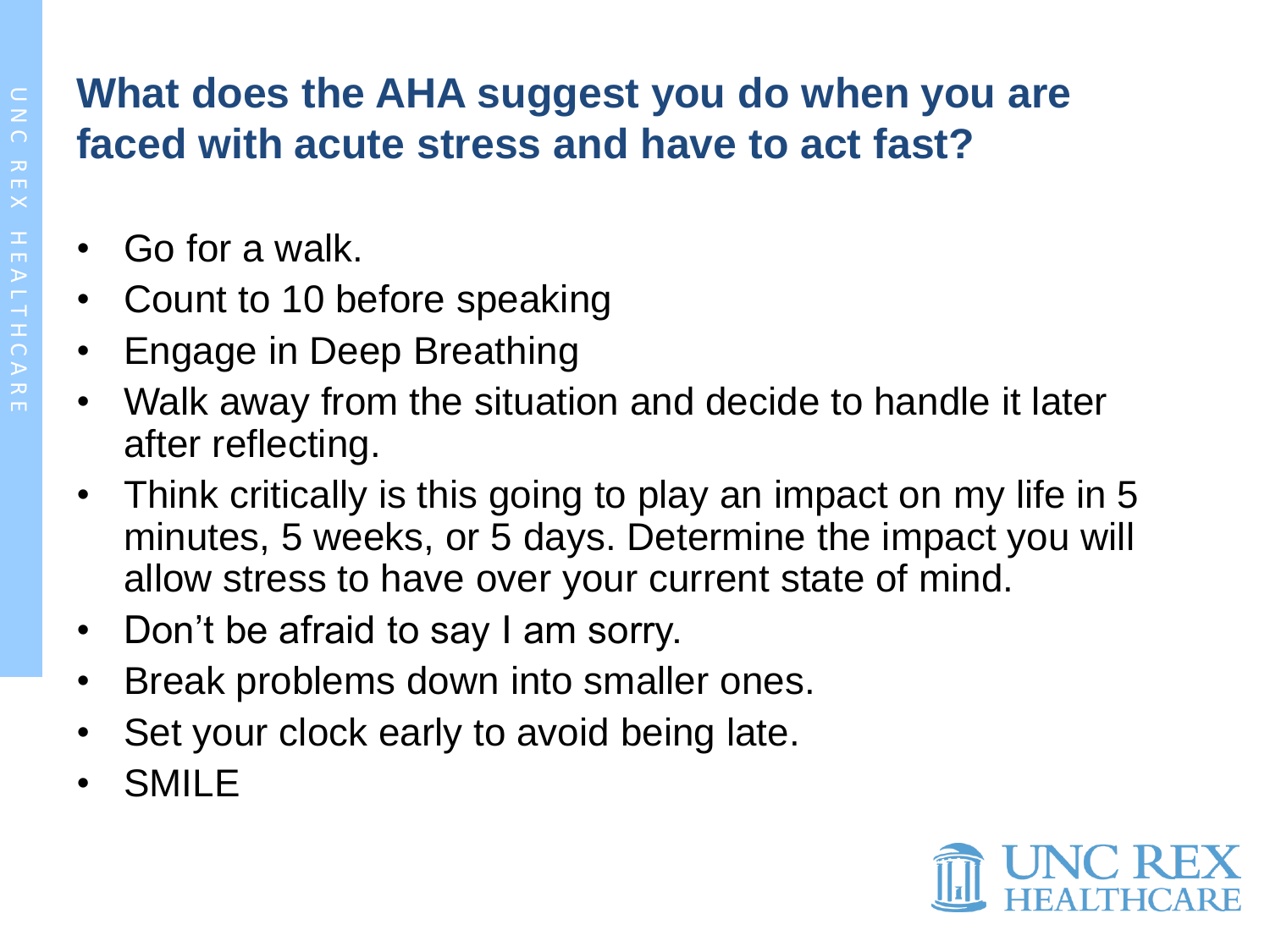## What does the AHA suggest you do when you are faced with acute stress and have to act fast?

- Go for a walk.
- Count to 10 before speaking
- Engage in Deep Breathing
- Walk away from the situation and decide to handle it later after reflecting.
- Think critically is this going to play an impact on my life in 5 minutes, 5 weeks, or 5 days. Determine the impact you will allow stress to have over your current state of mind.
- Don't be afraid to say I am sorry.
- Break problems down into smaller ones.
- Set your clock early to avoid being late.
- SMILE